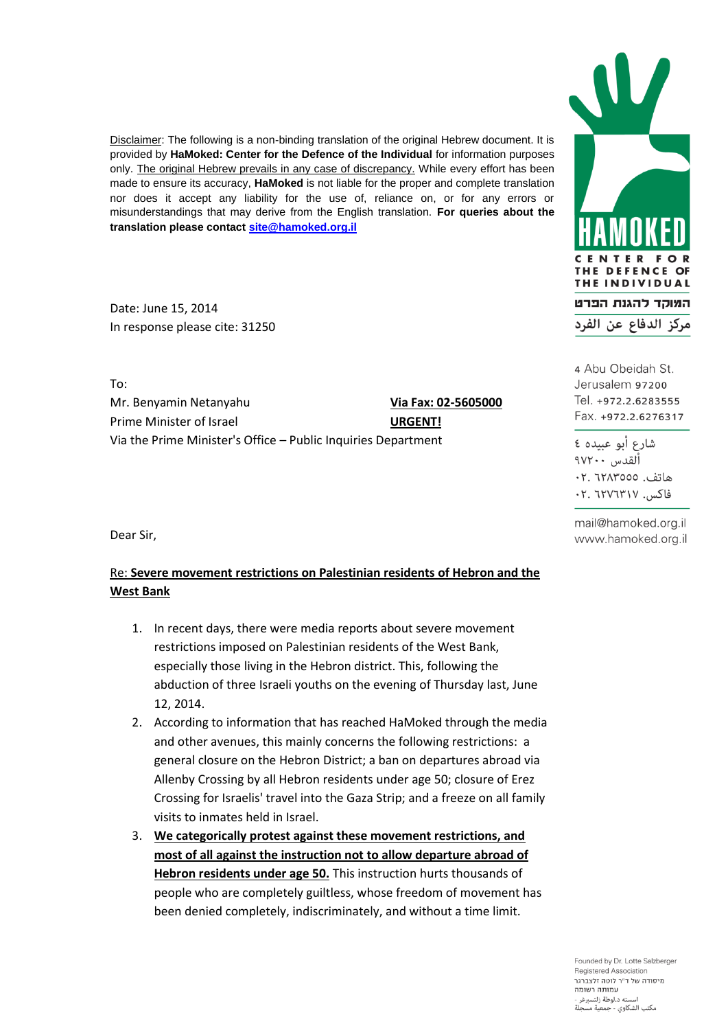<u>Disclaimer</u>: The following is a non-binding translation of the original Hebrew document. It is provided by **HaMoked: Center for the Defence of the Individual** for information purposes only. <u>The original Hebrew prevails in any case of discrepancy.</u> While every effort has been made to ensure its accuracy, **HaMoked** is not liable for the proper and complete translation nor does it accept any liability for the use of, reliance on, or for any errors or misunderstandings that may derive from the English translation. **For queries about the translation please contact site@hamoked.org.il**

HAMOKED
CENTER FOR THE DEFENCE OF THE INDIVIDUAL
המוקד להגנת הפרט
مركز الدفاع عن الفرد

4 Abu Obeidah St.
Jerusalem 97200
Tel. +972.2.6283555
Fax. +972.2.6276317

شارع أبو عبيده ٤
ألقدس ٩٧٢٠٠
هاتف. ٠٢. ٦٢٨٣٥٥٥
فاكس. ٠٢. ٦٢٧٦٣١٧

mail@hamoked.org.il
www.hamoked.org.il

Date: June 15, 2014
In response please cite: 31250

To:
Mr. Benyamin Netanyahu — **<u>Via Fax: 02-5605000</u>**
Prime Minister of Israel — **<u>URGENT!</u>**
Via the Prime Minister's Office – Public Inquiries Department

Dear Sir,

Re: **<u>Severe movement restrictions on Palestinian residents of Hebron and the West Bank</u>**

1. In recent days, there were media reports about severe movement restrictions imposed on Palestinian residents of the West Bank, especially those living in the Hebron district. This, following the abduction of three Israeli youths on the evening of Thursday last, June 12, 2014.
2. According to information that has reached HaMoked through the media and other avenues, this mainly concerns the following restrictions: a general closure on the Hebron District; a ban on departures abroad via Allenby Crossing by all Hebron residents under age 50; closure of Erez Crossing for Israelis' travel into the Gaza Strip; and a freeze on all family visits to inmates held in Israel.
3. **<u>We categorically protest against these movement restrictions, and most of all against the instruction not to allow departure abroad of Hebron residents under age 50.</u>** This instruction hurts thousands of people who are completely guiltless, whose freedom of movement has been denied completely, indiscriminately, and without a time limit.

Founded by Dr. Lotte Salzberger
Registered Association
מיסודה של ד"ר לוטה זלצברגר
עמותה רשומה
اسسته د.لوطة زلتسبرغر -
مكتب الشكاوي - جمعية مسجلة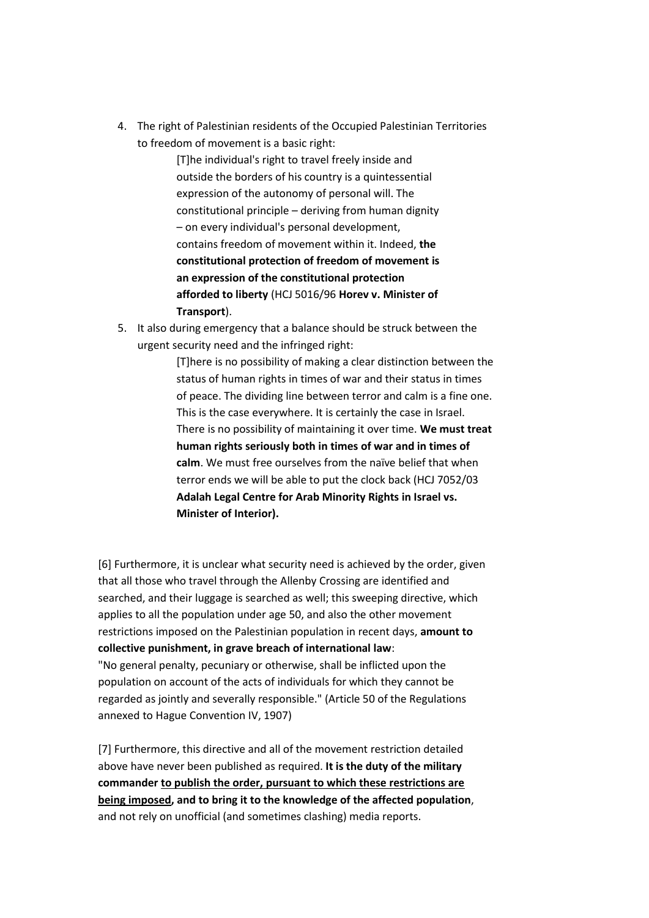4. The right of Palestinian residents of the Occupied Palestinian Territories to freedom of movement is a basic right:

   > [T]he individual's right to travel freely inside and outside the borders of his country is a quintessential expression of the autonomy of personal will. The constitutional principle – deriving from human dignity – on every individual's personal development, contains freedom of movement within it. Indeed, **the constitutional protection of freedom of movement is an expression of the constitutional protection afforded to liberty** (HCJ 5016/96 **Horev v. Minister of Transport**).

5. It also during emergency that a balance should be struck between the urgent security need and the infringed right:

   > [T]here is no possibility of making a clear distinction between the status of human rights in times of war and their status in times of peace. The dividing line between terror and calm is a fine one. This is the case everywhere. It is certainly the case in Israel. There is no possibility of maintaining it over time. **We must treat human rights seriously both in times of war and in times of calm**. We must free ourselves from the naïve belief that when terror ends we will be able to put the clock back (HCJ 7052/03 **Adalah Legal Centre for Arab Minority Rights in Israel vs. Minister of Interior).**

[6] Furthermore, it is unclear what security need is achieved by the order, given that all those who travel through the Allenby Crossing are identified and searched, and their luggage is searched as well; this sweeping directive, which applies to all the population under age 50, and also the other movement restrictions imposed on the Palestinian population in recent days, **amount to collective punishment, in grave breach of international law**:
"No general penalty, pecuniary or otherwise, shall be inflicted upon the population on account of the acts of individuals for which they cannot be regarded as jointly and severally responsible." (Article 50 of the Regulations annexed to Hague Convention IV, 1907)

[7] Furthermore, this directive and all of the movement restriction detailed above have never been published as required. **It is the duty of the military commander <u>to publish the order, pursuant to which these restrictions are being imposed</u>, and to bring it to the knowledge of the affected population**, and not rely on unofficial (and sometimes clashing) media reports.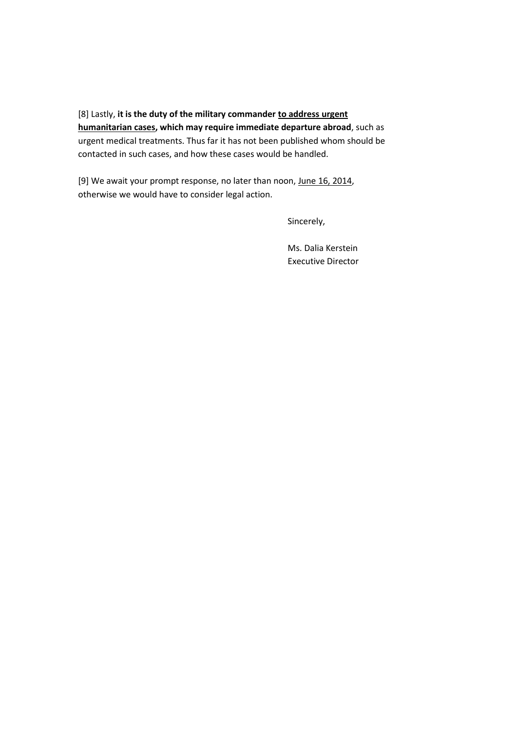[8] Lastly, **it is the duty of the military commander <u>to address urgent humanitarian cases</u>, which may require immediate departure abroad**, such as urgent medical treatments. Thus far it has not been published whom should be contacted in such cases, and how these cases would be handled.

[9] We await your prompt response, no later than noon, <u>June 16, 2014</u>, otherwise we would have to consider legal action.

Sincerely,

Ms. Dalia Kerstein  
Executive Director